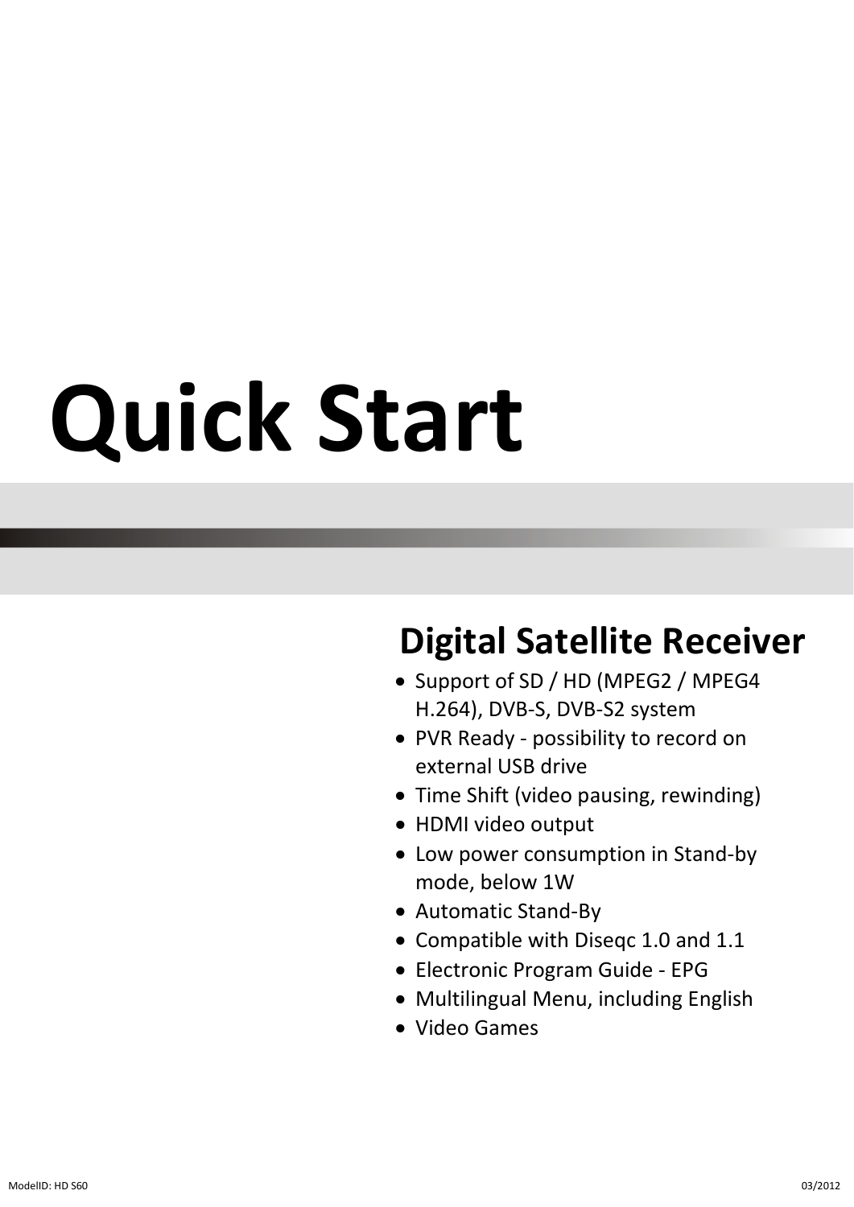# Quick Start

## Digital Satellite Receiver

- Support of SD / HD (MPEG2 / MPEG4 H.264), DVB-S, DVB-S2 system
- PVR Ready - possibility to record on external USB drive
- Time Shift (video pausing, rewinding)
- HDMI video output
- Low power consumption in Stand-by mode, below 1W
- Automatic Stand-By
- Compatible with Diseqc 1.0 and 1.1
- Electronic Program Guide - EPG
- Multilingual Menu, including English
- Video Games

ModelID: HD S60

03/2012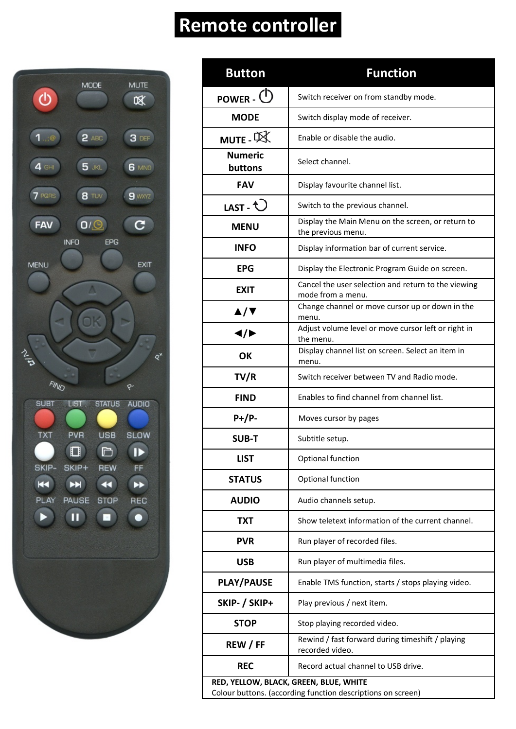# Remote controller

| Button | Function |
| --- | --- |
| POWER - ⏻ | Switch receiver on from standby mode. |
| MODE | Switch display mode of receiver. |
| MUTE - 🔇 | Enable or disable the audio. |
| Numeric buttons | Select channel. |
| FAV | Display favourite channel list. |
| LAST - ↻ | Switch to the previous channel. |
| MENU | Display the Main Menu on the screen, or return to the previous menu. |
| INFO | Display information bar of current service. |
| EPG | Display the Electronic Program Guide on screen. |
| EXIT | Cancel the user selection and return to the viewing mode from a menu. |
| ▲/▼ | Change channel or move cursor up or down in the menu. |
| ◀/▶ | Adjust volume level or move cursor left or right in the menu. |
| OK | Display channel list on screen. Select an item in menu. |
| TV/R | Switch receiver between TV and Radio mode. |
| FIND | Enables to find channel from channel list. |
| P+/P- | Moves cursor by pages |
| SUB-T | Subtitle setup. |
| LIST | Optional function |
| STATUS | Optional function |
| AUDIO | Audio channels setup. |
| TXT | Show teletext information of the current channel. |
| PVR | Run player of recorded files. |
| USB | Run player of multimedia files. |
| PLAY/PAUSE | Enable TMS function, starts / stops playing video. |
| SKIP- / SKIP+ | Play previous / next item. |
| STOP | Stop playing recorded video. |
| REW / FF | Rewind / fast forward during timeshift / playing recorded video. |
| REC | Record actual channel to USB drive. |

**RED, YELLOW, BLACK, GREEN, BLUE, WHITE**
Colour buttons. (according function descriptions on screen)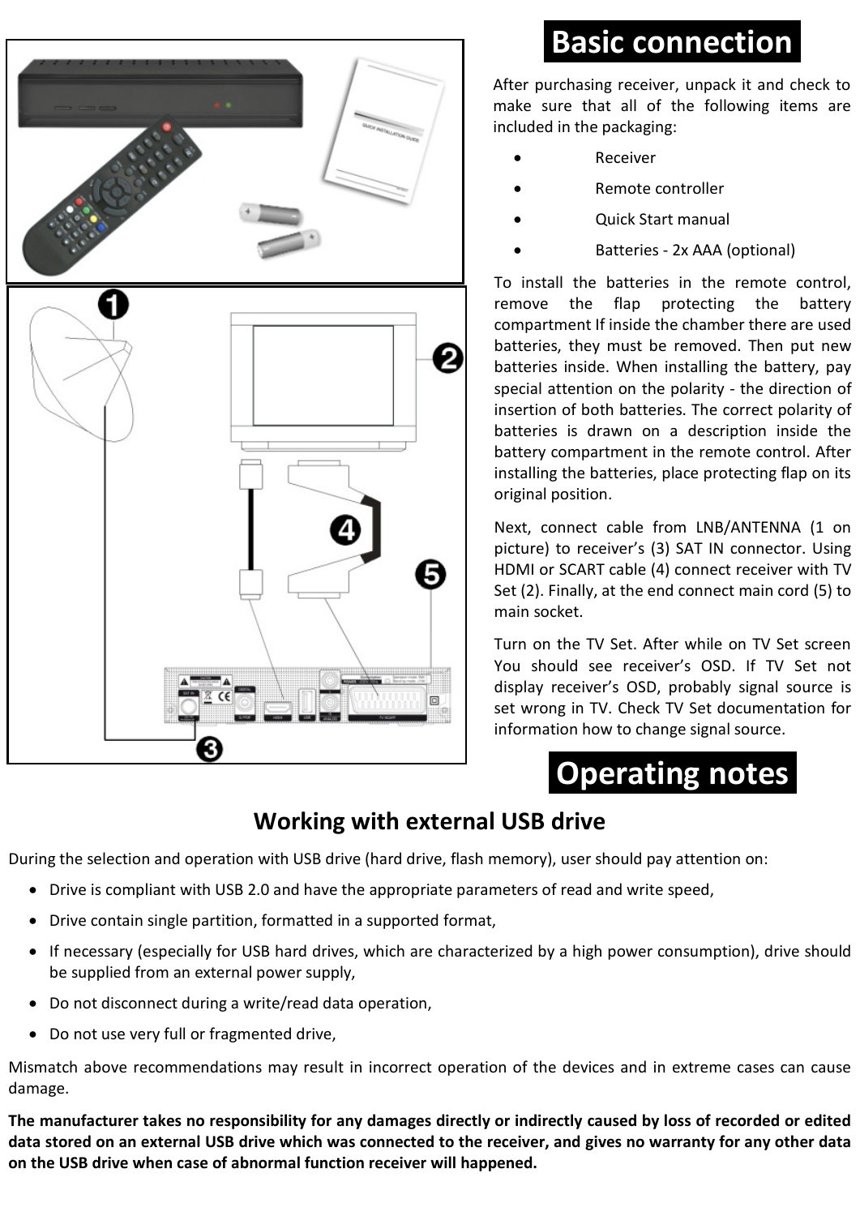# Basic connection

After purchasing receiver, unpack it and check to make sure that all of the following items are included in the packaging:

- Receiver
- Remote controller
- Quick Start manual
- Batteries - 2x AAA (optional)

To install the batteries in the remote control, remove the flap protecting the battery compartment If inside the chamber there are used batteries, they must be removed. Then put new batteries inside. When installing the battery, pay special attention on the polarity - the direction of insertion of both batteries. The correct polarity of batteries is drawn on a description inside the battery compartment in the remote control. After installing the batteries, place protecting flap on its original position.

Next, connect cable from LNB/ANTENNA (1 on picture) to receiver's (3) SAT IN connector. Using HDMI or SCART cable (4) connect receiver with TV Set (2). Finally, at the end connect main cord (5) to main socket.

Turn on the TV Set. After while on TV Set screen You should see receiver's OSD. If TV Set not display receiver's OSD, probably signal source is set wrong in TV. Check TV Set documentation for information how to change signal source.

# Operating notes

## Working with external USB drive

During the selection and operation with USB drive (hard drive, flash memory), user should pay attention on:

- Drive is compliant with USB 2.0 and have the appropriate parameters of read and write speed,
- Drive contain single partition, formatted in a supported format,
- If necessary (especially for USB hard drives, which are characterized by a high power consumption), drive should be supplied from an external power supply,
- Do not disconnect during a write/read data operation,
- Do not use very full or fragmented drive,

Mismatch above recommendations may result in incorrect operation of the devices and in extreme cases can cause damage.

**The manufacturer takes no responsibility for any damages directly or indirectly caused by loss of recorded or edited data stored on an external USB drive which was connected to the receiver, and gives no warranty for any other data on the USB drive when case of abnormal function receiver will happened.**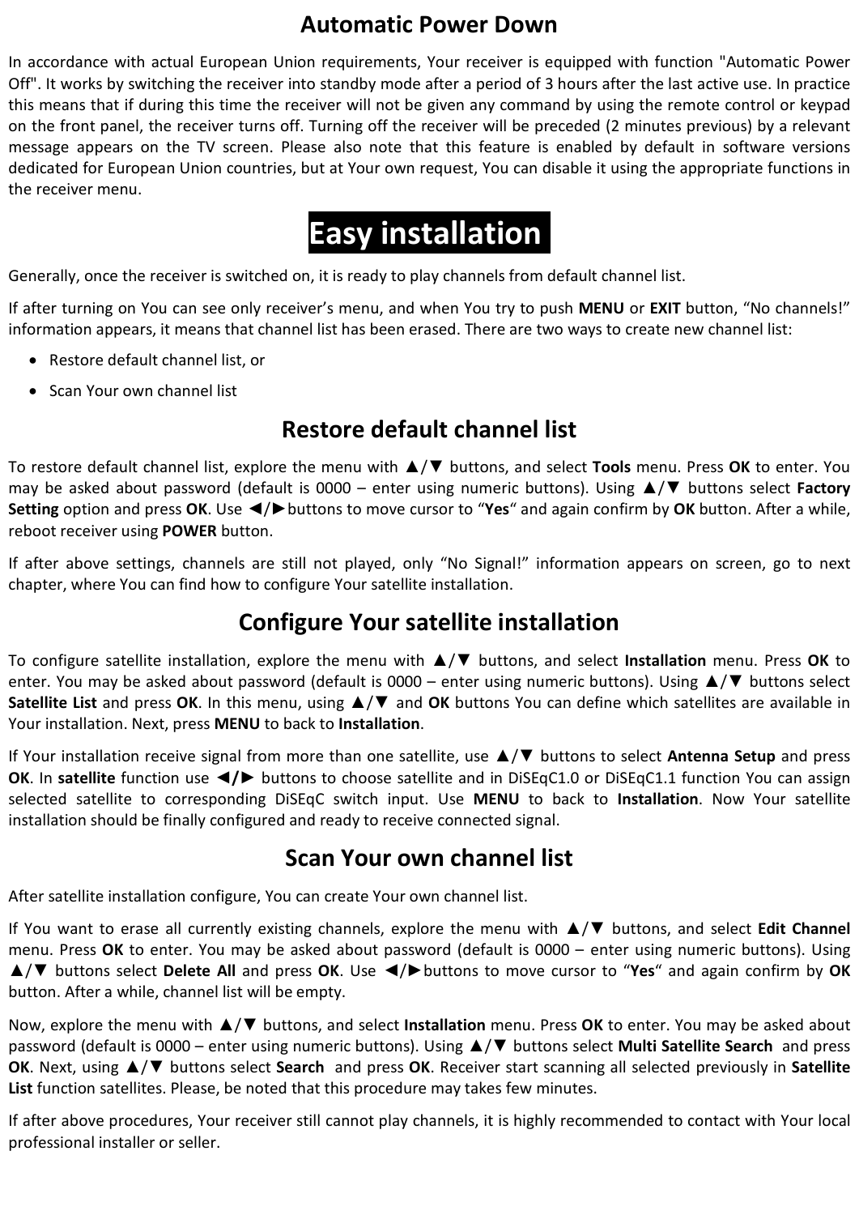## Automatic Power Down

In accordance with actual European Union requirements, Your receiver is equipped with function "Automatic Power Off". It works by switching the receiver into standby mode after a period of 3 hours after the last active use. In practice this means that if during this time the receiver will not be given any command by using the remote control or keypad on the front panel, the receiver turns off. Turning off the receiver will be preceded (2 minutes previous) by a relevant message appears on the TV screen. Please also note that this feature is enabled by default in software versions dedicated for European Union countries, but at Your own request, You can disable it using the appropriate functions in the receiver menu.

# Easy installation

Generally, once the receiver is switched on, it is ready to play channels from default channel list.

If after turning on You can see only receiver's menu, and when You try to push **MENU** or **EXIT** button, "No channels!" information appears, it means that channel list has been erased. There are two ways to create new channel list:

- Restore default channel list, or
- Scan Your own channel list

## Restore default channel list

To restore default channel list, explore the menu with ▲/▼ buttons, and select **Tools** menu. Press **OK** to enter. You may be asked about password (default is 0000 – enter using numeric buttons). Using ▲/▼ buttons select **Factory Setting** option and press **OK**. Use ◄/►buttons to move cursor to "**Yes**" and again confirm by **OK** button. After a while, reboot receiver using **POWER** button.

If after above settings, channels are still not played, only "No Signal!" information appears on screen, go to next chapter, where You can find how to configure Your satellite installation.

## Configure Your satellite installation

To configure satellite installation, explore the menu with ▲/▼ buttons, and select **Installation** menu. Press **OK** to enter. You may be asked about password (default is 0000 – enter using numeric buttons). Using ▲/▼ buttons select **Satellite List** and press **OK**. In this menu, using ▲/▼ and **OK** buttons You can define which satellites are available in Your installation. Next, press **MENU** to back to **Installation**.

If Your installation receive signal from more than one satellite, use ▲/▼ buttons to select **Antenna Setup** and press **OK**. In **satellite** function use **◄/►** buttons to choose satellite and in DiSEqC1.0 or DiSEqC1.1 function You can assign selected satellite to corresponding DiSEqC switch input. Use **MENU** to back to **Installation**. Now Your satellite installation should be finally configured and ready to receive connected signal.

## Scan Your own channel list

After satellite installation configure, You can create Your own channel list.

If You want to erase all currently existing channels, explore the menu with ▲/▼ buttons, and select **Edit Channel** menu. Press **OK** to enter. You may be asked about password (default is 0000 – enter using numeric buttons). Using ▲/▼ buttons select **Delete All** and press **OK**. Use ◄/►buttons to move cursor to "**Yes**" and again confirm by **OK** button. After a while, channel list will be empty.

Now, explore the menu with ▲/▼ buttons, and select **Installation** menu. Press **OK** to enter. You may be asked about password (default is 0000 – enter using numeric buttons). Using ▲/▼ buttons select **Multi Satellite Search** and press **OK**. Next, using ▲/▼ buttons select **Search** and press **OK**. Receiver start scanning all selected previously in **Satellite List** function satellites. Please, be noted that this procedure may takes few minutes.

If after above procedures, Your receiver still cannot play channels, it is highly recommended to contact with Your local professional installer or seller.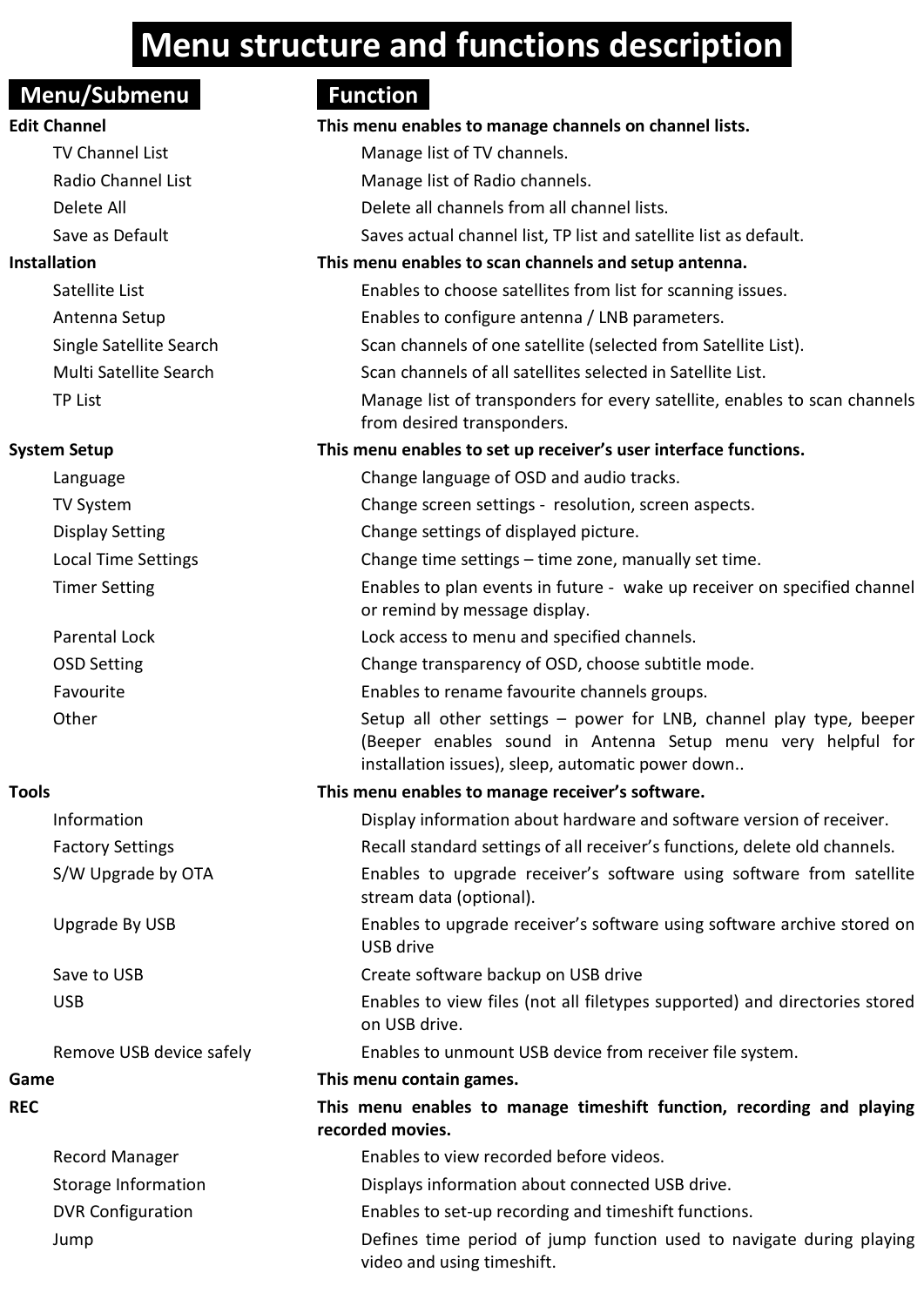# Menu structure and functions description

| Menu/Submenu | Function |
|---|---|
| **Edit Channel** | **This menu enables to manage channels on channel lists.** |
| TV Channel List | Manage list of TV channels. |
| Radio Channel List | Manage list of Radio channels. |
| Delete All | Delete all channels from all channel lists. |
| Save as Default | Saves actual channel list, TP list and satellite list as default. |
| **Installation** | **This menu enables to scan channels and setup antenna.** |
| Satellite List | Enables to choose satellites from list for scanning issues. |
| Antenna Setup | Enables to configure antenna / LNB parameters. |
| Single Satellite Search | Scan channels of one satellite (selected from Satellite List). |
| Multi Satellite Search | Scan channels of all satellites selected in Satellite List. |
| TP List | Manage list of transponders for every satellite, enables to scan channels from desired transponders. |
| **System Setup** | **This menu enables to set up receiver's user interface functions.** |
| Language | Change language of OSD and audio tracks. |
| TV System | Change screen settings - resolution, screen aspects. |
| Display Setting | Change settings of displayed picture. |
| Local Time Settings | Change time settings – time zone, manually set time. |
| Timer Setting | Enables to plan events in future - wake up receiver on specified channel or remind by message display. |
| Parental Lock | Lock access to menu and specified channels. |
| OSD Setting | Change transparency of OSD, choose subtitle mode. |
| Favourite | Enables to rename favourite channels groups. |
| Other | Setup all other settings – power for LNB, channel play type, beeper (Beeper enables sound in Antenna Setup menu very helpful for installation issues), sleep, automatic power down.. |
| **Tools** | **This menu enables to manage receiver's software.** |
| Information | Display information about hardware and software version of receiver. |
| Factory Settings | Recall standard settings of all receiver's functions, delete old channels. |
| S/W Upgrade by OTA | Enables to upgrade receiver's software using software from satellite stream data (optional). |
| Upgrade By USB | Enables to upgrade receiver's software using software archive stored on USB drive |
| Save to USB | Create software backup on USB drive |
| USB | Enables to view files (not all filetypes supported) and directories stored on USB drive. |
| Remove USB device safely | Enables to unmount USB device from receiver file system. |
| **Game** | **This menu contain games.** |
| **REC** | **This menu enables to manage timeshift function, recording and playing recorded movies.** |
| Record Manager | Enables to view recorded before videos. |
| Storage Information | Displays information about connected USB drive. |
| DVR Configuration | Enables to set-up recording and timeshift functions. |
| Jump | Defines time period of jump function used to navigate during playing video and using timeshift. |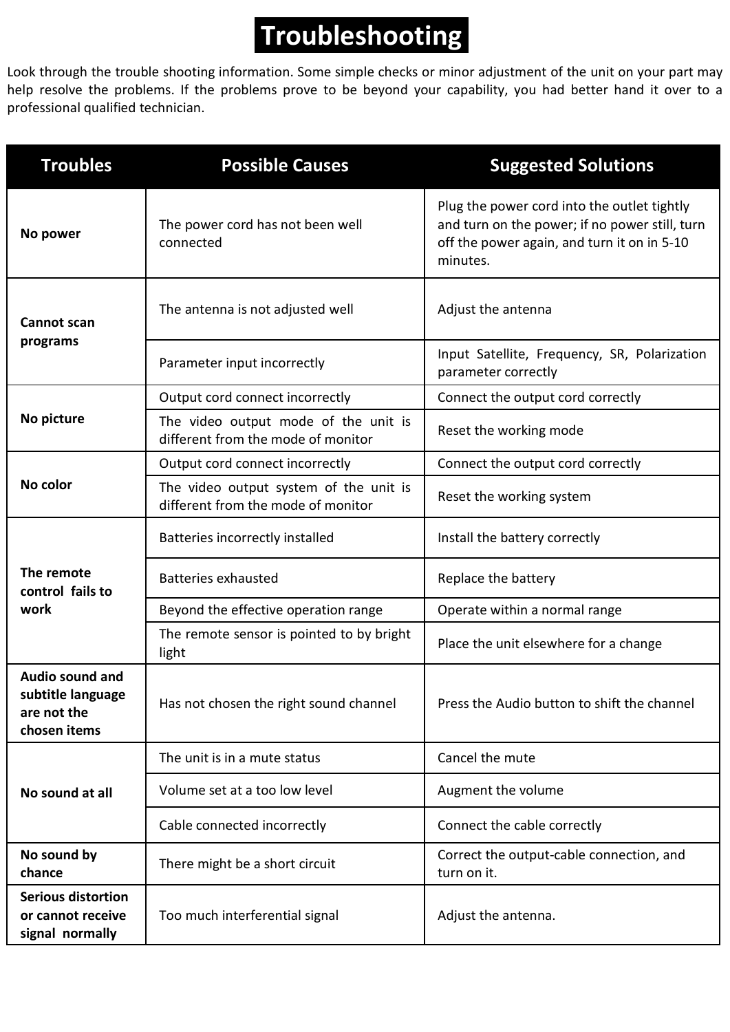# Troubleshooting

Look through the trouble shooting information. Some simple checks or minor adjustment of the unit on your part may help resolve the problems. If the problems prove to be beyond your capability, you had better hand it over to a professional qualified technician.

| Troubles | Possible Causes | Suggested Solutions |
|---|---|---|
| **No power** | The power cord has not been well connected | Plug the power cord into the outlet tightly and turn on the power; if no power still, turn off the power again, and turn it on in 5-10 minutes. |
| **Cannot scan programs** | The antenna is not adjusted well | Adjust the antenna |
| | Parameter input incorrectly | Input Satellite, Frequency, SR, Polarization parameter correctly |
| **No picture** | Output cord connect incorrectly | Connect the output cord correctly |
| | The video output mode of the unit is different from the mode of monitor | Reset the working mode |
| **No color** | Output cord connect incorrectly | Connect the output cord correctly |
| | The video output system of the unit is different from the mode of monitor | Reset the working system |
| **The remote control fails to work** | Batteries incorrectly installed | Install the battery correctly |
| | Batteries exhausted | Replace the battery |
| | Beyond the effective operation range | Operate within a normal range |
| | The remote sensor is pointed to by bright light | Place the unit elsewhere for a change |
| **Audio sound and subtitle language are not the chosen items** | Has not chosen the right sound channel | Press the Audio button to shift the channel |
| **No sound at all** | The unit is in a mute status | Cancel the mute |
| | Volume set at a too low level | Augment the volume |
| | Cable connected incorrectly | Connect the cable correctly |
| **No sound by chance** | There might be a short circuit | Correct the output-cable connection, and turn on it. |
| **Serious distortion or cannot receive signal normally** | Too much interferential signal | Adjust the antenna. |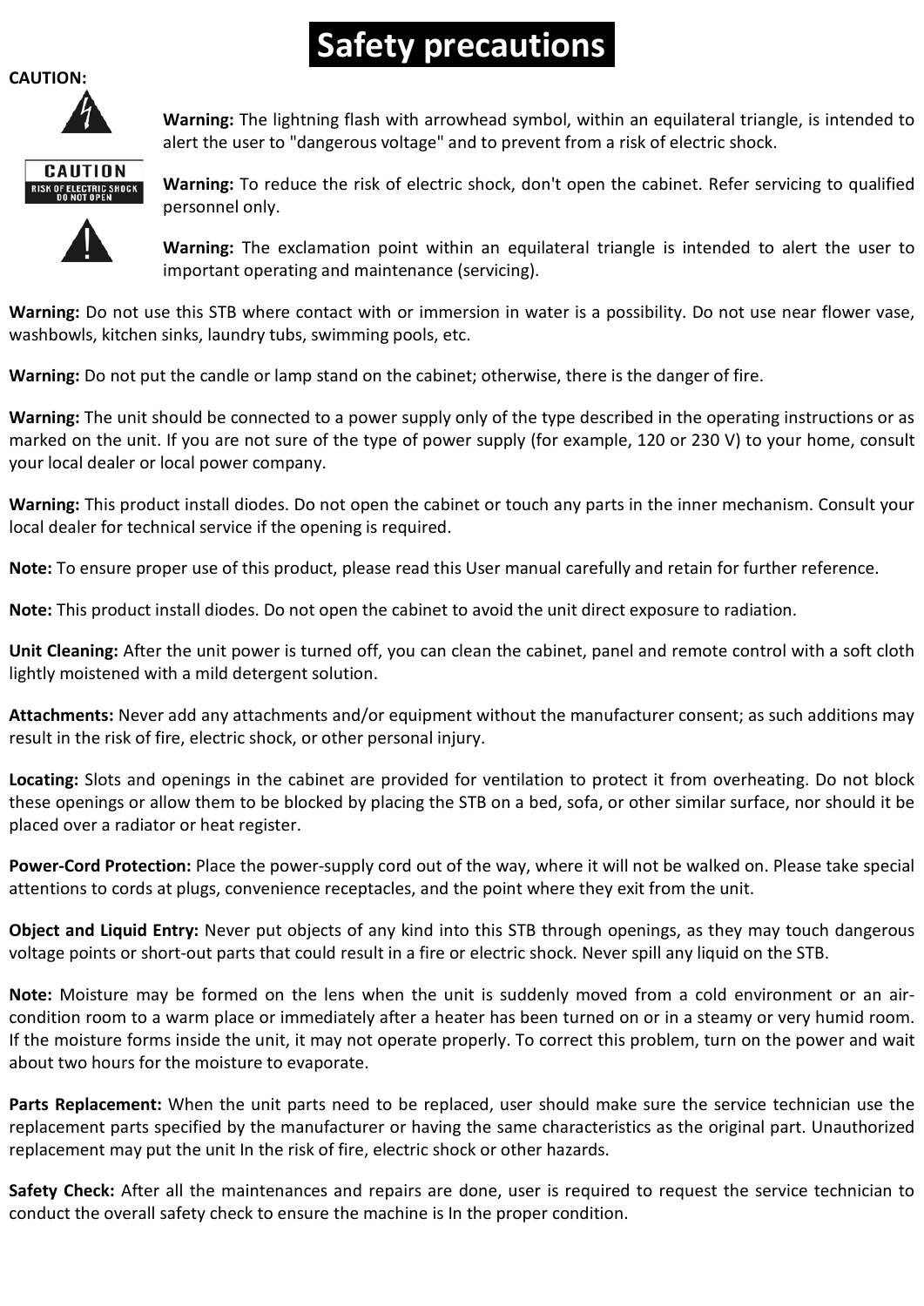# Safety precautions

**CAUTION:**

**Warning:** The lightning flash with arrowhead symbol, within an equilateral triangle, is intended to alert the user to "dangerous voltage" and to prevent from a risk of electric shock.

**Warning:** To reduce the risk of electric shock, don't open the cabinet. Refer servicing to qualified personnel only.

**Warning:** The exclamation point within an equilateral triangle is intended to alert the user to important operating and maintenance (servicing).

**Warning:** Do not use this STB where contact with or immersion in water is a possibility. Do not use near flower vase, washbowls, kitchen sinks, laundry tubs, swimming pools, etc.

**Warning:** Do not put the candle or lamp stand on the cabinet; otherwise, there is the danger of fire.

**Warning:** The unit should be connected to a power supply only of the type described in the operating instructions or as marked on the unit. If you are not sure of the type of power supply (for example, 120 or 230 V) to your home, consult your local dealer or local power company.

**Warning:** This product install diodes. Do not open the cabinet or touch any parts in the inner mechanism. Consult your local dealer for technical service if the opening is required.

**Note:** To ensure proper use of this product, please read this User manual carefully and retain for further reference.

**Note:** This product install diodes. Do not open the cabinet to avoid the unit direct exposure to radiation.

**Unit Cleaning:** After the unit power is turned off, you can clean the cabinet, panel and remote control with a soft cloth lightly moistened with a mild detergent solution.

**Attachments:** Never add any attachments and/or equipment without the manufacturer consent; as such additions may result in the risk of fire, electric shock, or other personal injury.

**Locating:** Slots and openings in the cabinet are provided for ventilation to protect it from overheating. Do not block these openings or allow them to be blocked by placing the STB on a bed, sofa, or other similar surface, nor should it be placed over a radiator or heat register.

**Power-Cord Protection:** Place the power-supply cord out of the way, where it will not be walked on. Please take special attentions to cords at plugs, convenience receptacles, and the point where they exit from the unit.

**Object and Liquid Entry:** Never put objects of any kind into this STB through openings, as they may touch dangerous voltage points or short-out parts that could result in a fire or electric shock. Never spill any liquid on the STB.

**Note:** Moisture may be formed on the lens when the unit is suddenly moved from a cold environment or an air-condition room to a warm place or immediately after a heater has been turned on or in a steamy or very humid room. If the moisture forms inside the unit, it may not operate properly. To correct this problem, turn on the power and wait about two hours for the moisture to evaporate.

**Parts Replacement:** When the unit parts need to be replaced, user should make sure the service technician use the replacement parts specified by the manufacturer or having the same characteristics as the original part. Unauthorized replacement may put the unit In the risk of fire, electric shock or other hazards.

**Safety Check:** After all the maintenances and repairs are done, user is required to request the service technician to conduct the overall safety check to ensure the machine is In the proper condition.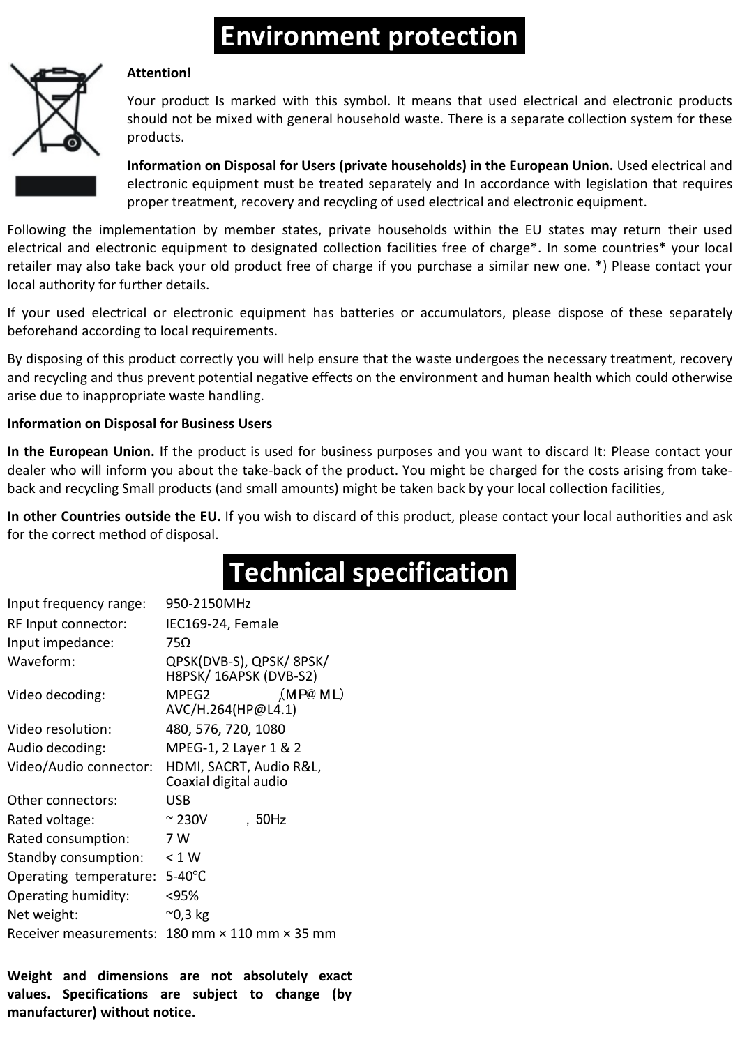# Environment protection

**Attention!**

Your product Is marked with this symbol. It means that used electrical and electronic products should not be mixed with general household waste. There is a separate collection system for these products.

**Information on Disposal for Users (private households) in the European Union.** Used electrical and electronic equipment must be treated separately and In accordance with legislation that requires proper treatment, recovery and recycling of used electrical and electronic equipment.

Following the implementation by member states, private households within the EU states may return their used electrical and electronic equipment to designated collection facilities free of charge*. In some countries* your local retailer may also take back your old product free of charge if you purchase a similar new one. *) Please contact your local authority for further details.

If your used electrical or electronic equipment has batteries or accumulators, please dispose of these separately beforehand according to local requirements.

By disposing of this product correctly you will help ensure that the waste undergoes the necessary treatment, recovery and recycling and thus prevent potential negative effects on the environment and human health which could otherwise arise due to inappropriate waste handling.

**Information on Disposal for Business Users**

**In the European Union.** If the product is used for business purposes and you want to discard It: Please contact your dealer who will inform you about the take-back of the product. You might be charged for the costs arising from take-back and recycling Small products (and small amounts) might be taken back by your local collection facilities,

**In other Countries outside the EU.** If you wish to discard of this product, please contact your local authorities and ask for the correct method of disposal.

# Technical specification

| | |
|---|---|
| Input frequency range: | 950-2150MHz |
| RF Input connector: | IEC169-24, Female |
| Input impedance: | 75Ω |
| Waveform: | QPSK(DVB-S), QPSK/ 8PSK/ H8PSK/ 16APSK (DVB-S2) |
| Video decoding: | MPEG2 （MP@ML） AVC/H.264(HP@L4.1) |
| Video resolution: | 480, 576, 720, 1080 |
| Audio decoding: | MPEG-1, 2 Layer 1 & 2 |
| Video/Audio connector: | HDMI, SACRT, Audio R&L, Coaxial digital audio |
| Other connectors: | USB |
| Rated voltage: | ~ 230V ，50Hz |
| Rated consumption: | 7 W |
| Standby consumption: | < 1 W |
| Operating temperature: | 5-40℃ |
| Operating humidity: | <95% |
| Net weight: | ~0,3 kg |
| Receiver measurements: | 180 mm × 110 mm × 35 mm |

**Weight and dimensions are not absolutely exact values. Specifications are subject to change (by manufacturer) without notice.**